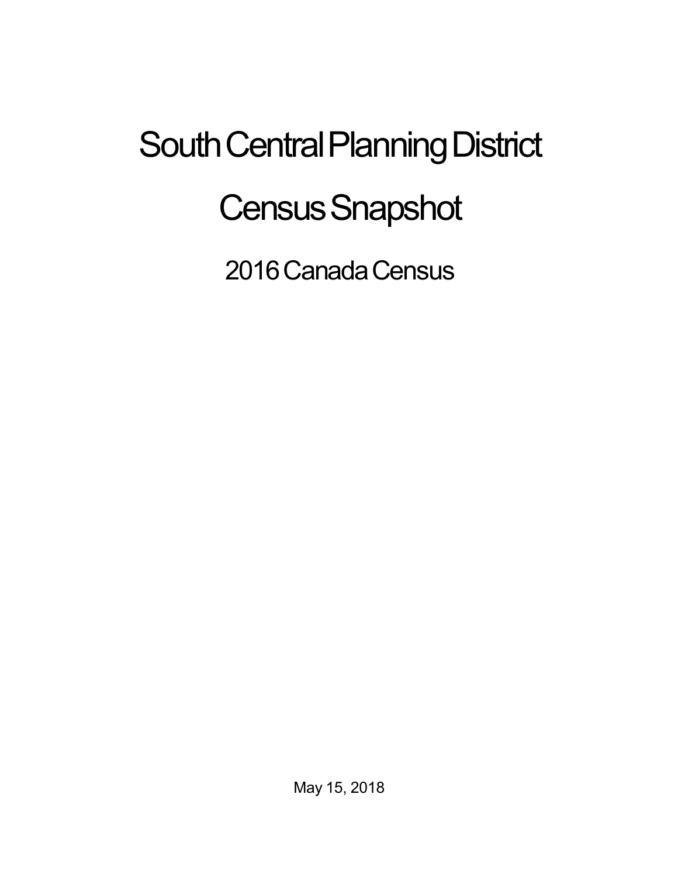# South Central Planning District

# Census Snapshot

## 2016 Canada Census

May 15, 2018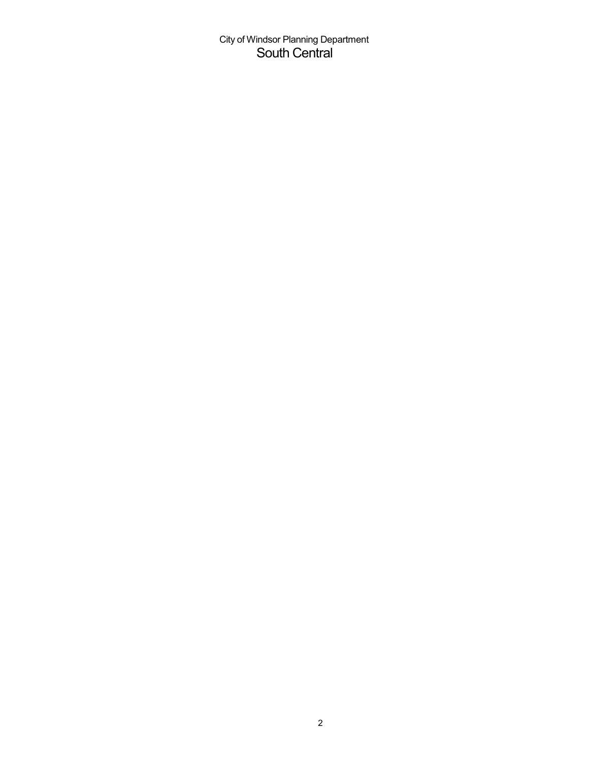City of Windsor Planning Department

# South Central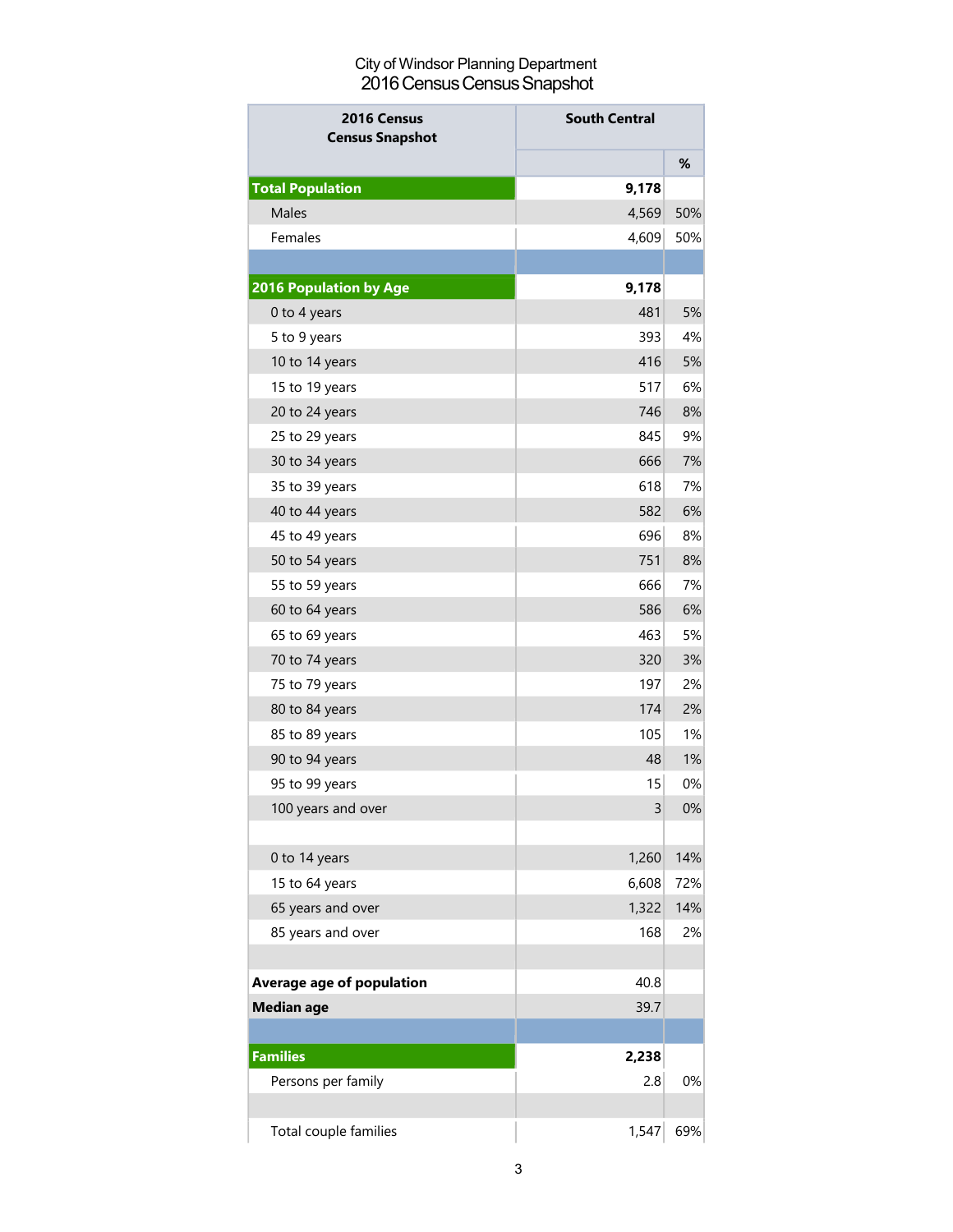City of Windsor Planning Department
2016 Census Census Snapshot

| 2016 Census Census Snapshot | South Central | |
|---|---|---|
| | | % |
| **Total Population** | **9,178** | |
| Males | 4,569 | 50% |
| Females | 4,609 | 50% |
| | | |
| **2016 Population by Age** | **9,178** | |
| 0 to 4 years | 481 | 5% |
| 5 to 9 years | 393 | 4% |
| 10 to 14 years | 416 | 5% |
| 15 to 19 years | 517 | 6% |
| 20 to 24 years | 746 | 8% |
| 25 to 29 years | 845 | 9% |
| 30 to 34 years | 666 | 7% |
| 35 to 39 years | 618 | 7% |
| 40 to 44 years | 582 | 6% |
| 45 to 49 years | 696 | 8% |
| 50 to 54 years | 751 | 8% |
| 55 to 59 years | 666 | 7% |
| 60 to 64 years | 586 | 6% |
| 65 to 69 years | 463 | 5% |
| 70 to 74 years | 320 | 3% |
| 75 to 79 years | 197 | 2% |
| 80 to 84 years | 174 | 2% |
| 85 to 89 years | 105 | 1% |
| 90 to 94 years | 48 | 1% |
| 95 to 99 years | 15 | 0% |
| 100 years and over | 3 | 0% |
| | | |
| 0 to 14 years | 1,260 | 14% |
| 15 to 64 years | 6,608 | 72% |
| 65 years and over | 1,322 | 14% |
| 85 years and over | 168 | 2% |
| | | |
| **Average age of population** | 40.8 | |
| **Median age** | 39.7 | |
| | | |
| **Families** | **2,238** | |
| Persons per family | 2.8 | 0% |
| | | |
| Total couple families | 1,547 | 69% |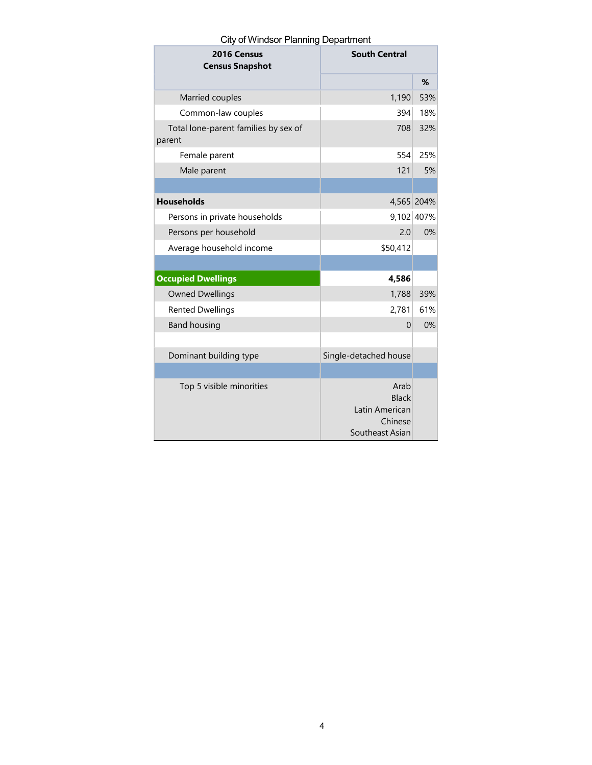City of Windsor Planning Department

| 2016 Census Census Snapshot | South Central | |
|---|---|---|
| | | % |
| Married couples | 1,190 | 53% |
| Common-law couples | 394 | 18% |
| Total lone-parent families by sex of parent | 708 | 32% |
| Female parent | 554 | 25% |
| Male parent | 121 | 5% |
| | | |
| **Households** | 4,565 | 204% |
| Persons in private households | 9,102 | 407% |
| Persons per household | 2.0 | 0% |
| Average household income | $50,412 | |
| | | |
| **Occupied Dwellings** | **4,586** | |
| Owned Dwellings | 1,788 | 39% |
| Rented Dwellings | 2,781 | 61% |
| Band housing | 0 | 0% |
| | | |
| Dominant building type | Single-detached house | |
| | | |
| Top 5 visible minorities | Arab<br>Black<br>Latin American<br>Chinese<br>Southeast Asian | |